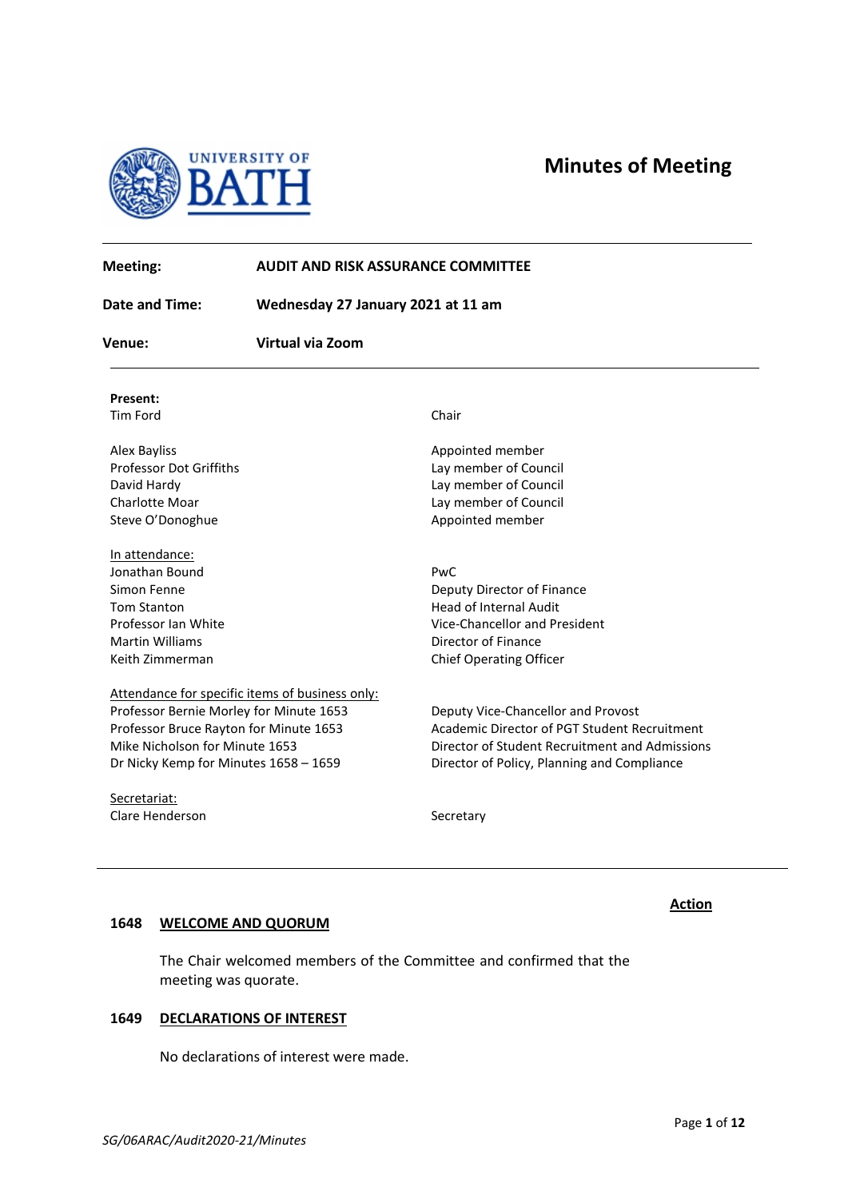# Minutes of Meeting

| | |
|---|---|
| **Meeting:** | **AUDIT AND RISK ASSURANCE COMMITTEE** |
| **Date and Time:** | **Wednesday 27 January 2021 at 11 am** |
| **Venue:** | **Virtual via Zoom** |

**Present:**

| | |
|---|---|
| Tim Ford | Chair |
| Alex Bayliss | Appointed member |
| Professor Dot Griffiths | Lay member of Council |
| David Hardy | Lay member of Council |
| Charlotte Moar | Lay member of Council |
| Steve O'Donoghue | Appointed member |

In attendance:

| | |
|---|---|
| Jonathan Bound | PwC |
| Simon Fenne | Deputy Director of Finance |
| Tom Stanton | Head of Internal Audit |
| Professor Ian White | Vice-Chancellor and President |
| Martin Williams | Director of Finance |
| Keith Zimmerman | Chief Operating Officer |

Attendance for specific items of business only:

| | |
|---|---|
| Professor Bernie Morley for Minute 1653 | Deputy Vice-Chancellor and Provost |
| Professor Bruce Rayton for Minute 1653 | Academic Director of PGT Student Recruitment |
| Mike Nicholson for Minute 1653 | Director of Student Recruitment and Admissions |
| Dr Nicky Kemp for Minutes 1658 – 1659 | Director of Policy, Planning and Compliance |

Secretariat:

| | |
|---|---|
| Clare Henderson | Secretary |

**Action**

## 1648 WELCOME AND QUORUM

The Chair welcomed members of the Committee and confirmed that the meeting was quorate.

## 1649 DECLARATIONS OF INTEREST

No declarations of interest were made.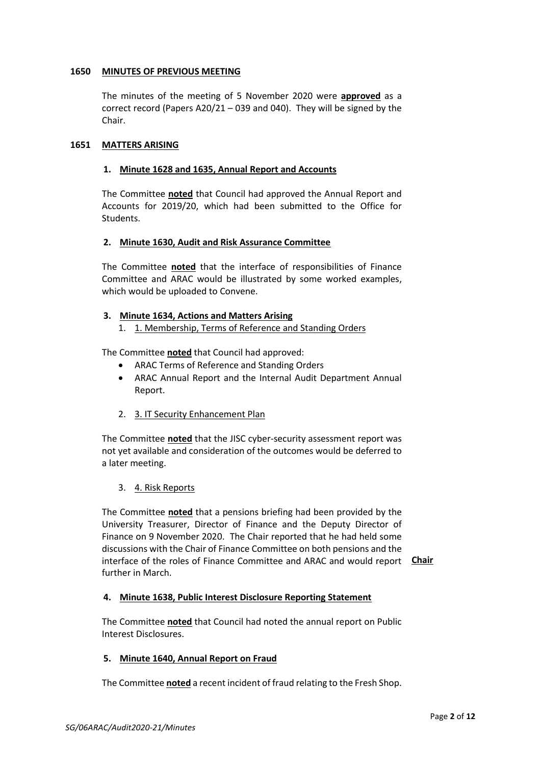**1650 MINUTES OF PREVIOUS MEETING**

The minutes of the meeting of 5 November 2020 were **approved** as a correct record (Papers A20/21 – 039 and 040). They will be signed by the Chair.

**1651 MATTERS ARISING**

**1. Minute 1628 and 1635, Annual Report and Accounts**

The Committee **noted** that Council had approved the Annual Report and Accounts for 2019/20, which had been submitted to the Office for Students.

**2. Minute 1630, Audit and Risk Assurance Committee**

The Committee **noted** that the interface of responsibilities of Finance Committee and ARAC would be illustrated by some worked examples, which would be uploaded to Convene.

**3. Minute 1634, Actions and Matters Arising**

1. 1. Membership, Terms of Reference and Standing Orders

The Committee **noted** that Council had approved:

- ARAC Terms of Reference and Standing Orders
- ARAC Annual Report and the Internal Audit Department Annual Report.

2. 3. IT Security Enhancement Plan

The Committee **noted** that the JISC cyber-security assessment report was not yet available and consideration of the outcomes would be deferred to a later meeting.

3. 4. Risk Reports

The Committee **noted** that a pensions briefing had been provided by the University Treasurer, Director of Finance and the Deputy Director of Finance on 9 November 2020. The Chair reported that he had held some discussions with the Chair of Finance Committee on both pensions and the interface of the roles of Finance Committee and ARAC and would report further in March. **Chair**

**4. Minute 1638, Public Interest Disclosure Reporting Statement**

The Committee **noted** that Council had noted the annual report on Public Interest Disclosures.

**5. Minute 1640, Annual Report on Fraud**

The Committee **noted** a recent incident of fraud relating to the Fresh Shop.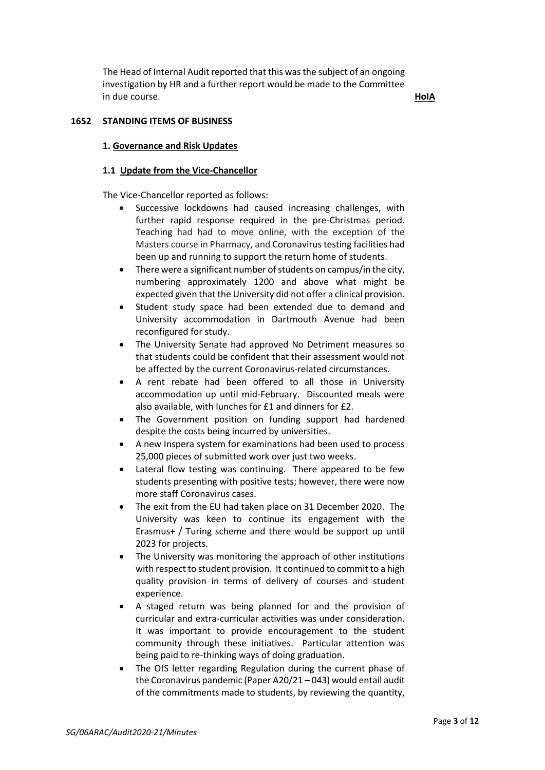The Head of Internal Audit reported that this was the subject of an ongoing investigation by HR and a further report would be made to the Committee in due course. **HoIA**

## 1652 STANDING ITEMS OF BUSINESS

### 1. Governance and Risk Updates

#### 1.1 Update from the Vice-Chancellor

The Vice-Chancellor reported as follows:

- Successive lockdowns had caused increasing challenges, with further rapid response required in the pre-Christmas period. Teaching had had to move online, with the exception of the Masters course in Pharmacy, and Coronavirus testing facilities had been up and running to support the return home of students.
- There were a significant number of students on campus/in the city, numbering approximately 1200 and above what might be expected given that the University did not offer a clinical provision.
- Student study space had been extended due to demand and University accommodation in Dartmouth Avenue had been reconfigured for study.
- The University Senate had approved No Detriment measures so that students could be confident that their assessment would not be affected by the current Coronavirus-related circumstances.
- A rent rebate had been offered to all those in University accommodation up until mid-February. Discounted meals were also available, with lunches for £1 and dinners for £2.
- The Government position on funding support had hardened despite the costs being incurred by universities.
- A new Inspera system for examinations had been used to process 25,000 pieces of submitted work over just two weeks.
- Lateral flow testing was continuing. There appeared to be few students presenting with positive tests; however, there were now more staff Coronavirus cases.
- The exit from the EU had taken place on 31 December 2020. The University was keen to continue its engagement with the Erasmus+ / Turing scheme and there would be support up until 2023 for projects.
- The University was monitoring the approach of other institutions with respect to student provision. It continued to commit to a high quality provision in terms of delivery of courses and student experience.
- A staged return was being planned for and the provision of curricular and extra-curricular activities was under consideration. It was important to provide encouragement to the student community through these initiatives. Particular attention was being paid to re-thinking ways of doing graduation.
- The OfS letter regarding Regulation during the current phase of the Coronavirus pandemic (Paper A20/21 – 043) would entail audit of the commitments made to students, by reviewing the quantity,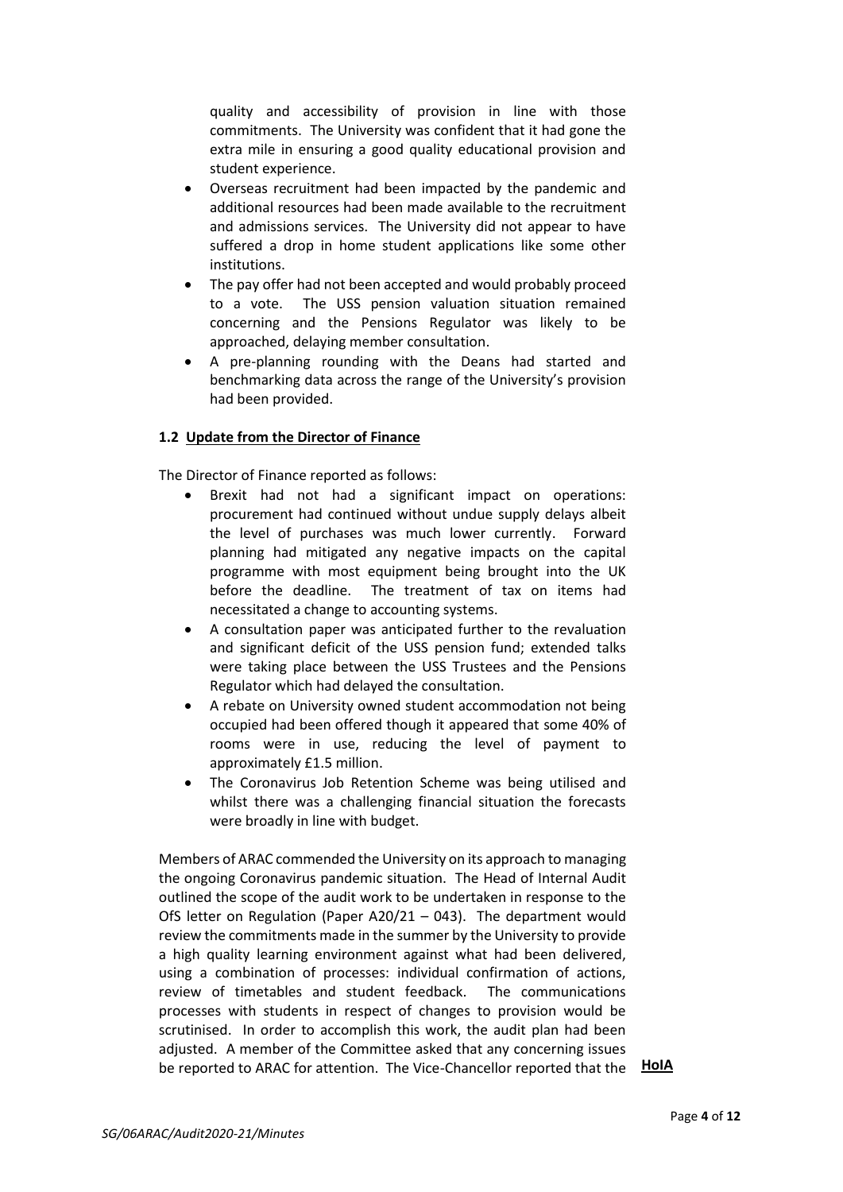quality and accessibility of provision in line with those commitments. The University was confident that it had gone the extra mile in ensuring a good quality educational provision and student experience.

- Overseas recruitment had been impacted by the pandemic and additional resources had been made available to the recruitment and admissions services. The University did not appear to have suffered a drop in home student applications like some other institutions.
- The pay offer had not been accepted and would probably proceed to a vote. The USS pension valuation situation remained concerning and the Pensions Regulator was likely to be approached, delaying member consultation.
- A pre-planning rounding with the Deans had started and benchmarking data across the range of the University's provision had been provided.

### 1.2 Update from the Director of Finance

The Director of Finance reported as follows:

- Brexit had not had a significant impact on operations: procurement had continued without undue supply delays albeit the level of purchases was much lower currently. Forward planning had mitigated any negative impacts on the capital programme with most equipment being brought into the UK before the deadline. The treatment of tax on items had necessitated a change to accounting systems.
- A consultation paper was anticipated further to the revaluation and significant deficit of the USS pension fund; extended talks were taking place between the USS Trustees and the Pensions Regulator which had delayed the consultation.
- A rebate on University owned student accommodation not being occupied had been offered though it appeared that some 40% of rooms were in use, reducing the level of payment to approximately £1.5 million.
- The Coronavirus Job Retention Scheme was being utilised and whilst there was a challenging financial situation the forecasts were broadly in line with budget.

Members of ARAC commended the University on its approach to managing the ongoing Coronavirus pandemic situation. The Head of Internal Audit outlined the scope of the audit work to be undertaken in response to the OfS letter on Regulation (Paper A20/21 – 043). The department would review the commitments made in the summer by the University to provide a high quality learning environment against what had been delivered, using a combination of processes: individual confirmation of actions, review of timetables and student feedback. The communications processes with students in respect of changes to provision would be scrutinised. In order to accomplish this work, the audit plan had been adjusted. A member of the Committee asked that any concerning issues be reported to ARAC for attention. The Vice-Chancellor reported that the **HoIA**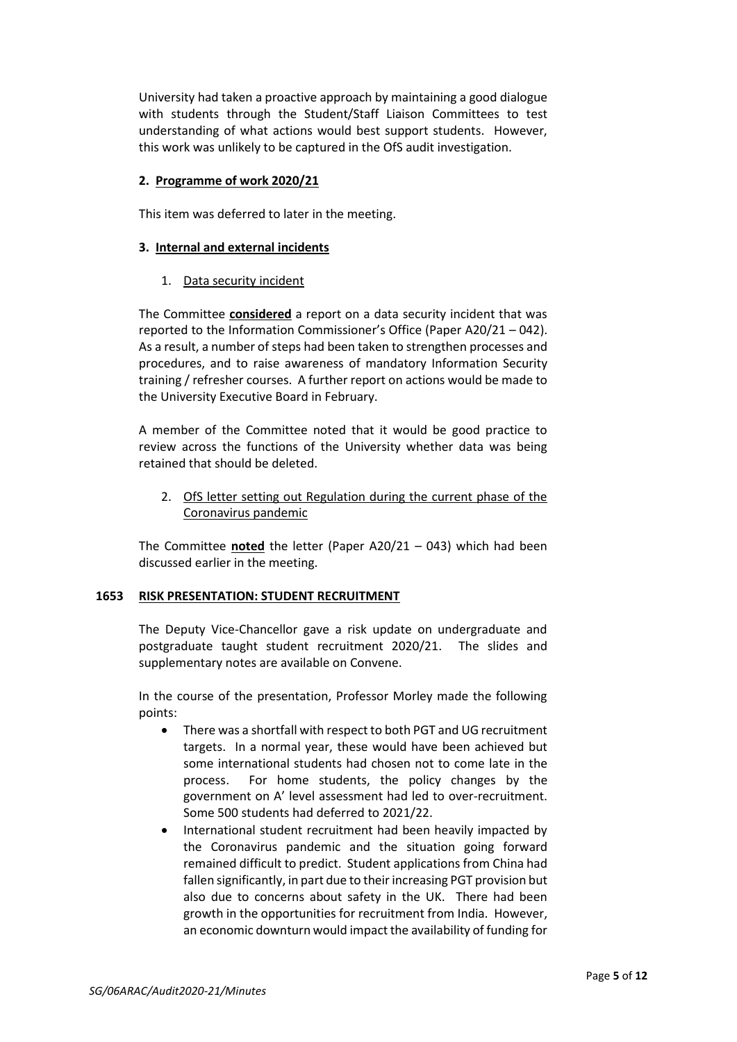University had taken a proactive approach by maintaining a good dialogue with students through the Student/Staff Liaison Committees to test understanding of what actions would best support students. However, this work was unlikely to be captured in the OfS audit investigation.

**2. Programme of work 2020/21**

This item was deferred to later in the meeting.

**3. Internal and external incidents**

1. Data security incident

The Committee **considered** a report on a data security incident that was reported to the Information Commissioner's Office (Paper A20/21 – 042). As a result, a number of steps had been taken to strengthen processes and procedures, and to raise awareness of mandatory Information Security training / refresher courses. A further report on actions would be made to the University Executive Board in February.

A member of the Committee noted that it would be good practice to review across the functions of the University whether data was being retained that should be deleted.

2. OfS letter setting out Regulation during the current phase of the Coronavirus pandemic

The Committee **noted** the letter (Paper A20/21 – 043) which had been discussed earlier in the meeting.

## 1653 RISK PRESENTATION: STUDENT RECRUITMENT

The Deputy Vice-Chancellor gave a risk update on undergraduate and postgraduate taught student recruitment 2020/21. The slides and supplementary notes are available on Convene.

In the course of the presentation, Professor Morley made the following points:

- There was a shortfall with respect to both PGT and UG recruitment targets. In a normal year, these would have been achieved but some international students had chosen not to come late in the process. For home students, the policy changes by the government on A' level assessment had led to over-recruitment. Some 500 students had deferred to 2021/22.
- International student recruitment had been heavily impacted by the Coronavirus pandemic and the situation going forward remained difficult to predict. Student applications from China had fallen significantly, in part due to their increasing PGT provision but also due to concerns about safety in the UK. There had been growth in the opportunities for recruitment from India. However, an economic downturn would impact the availability of funding for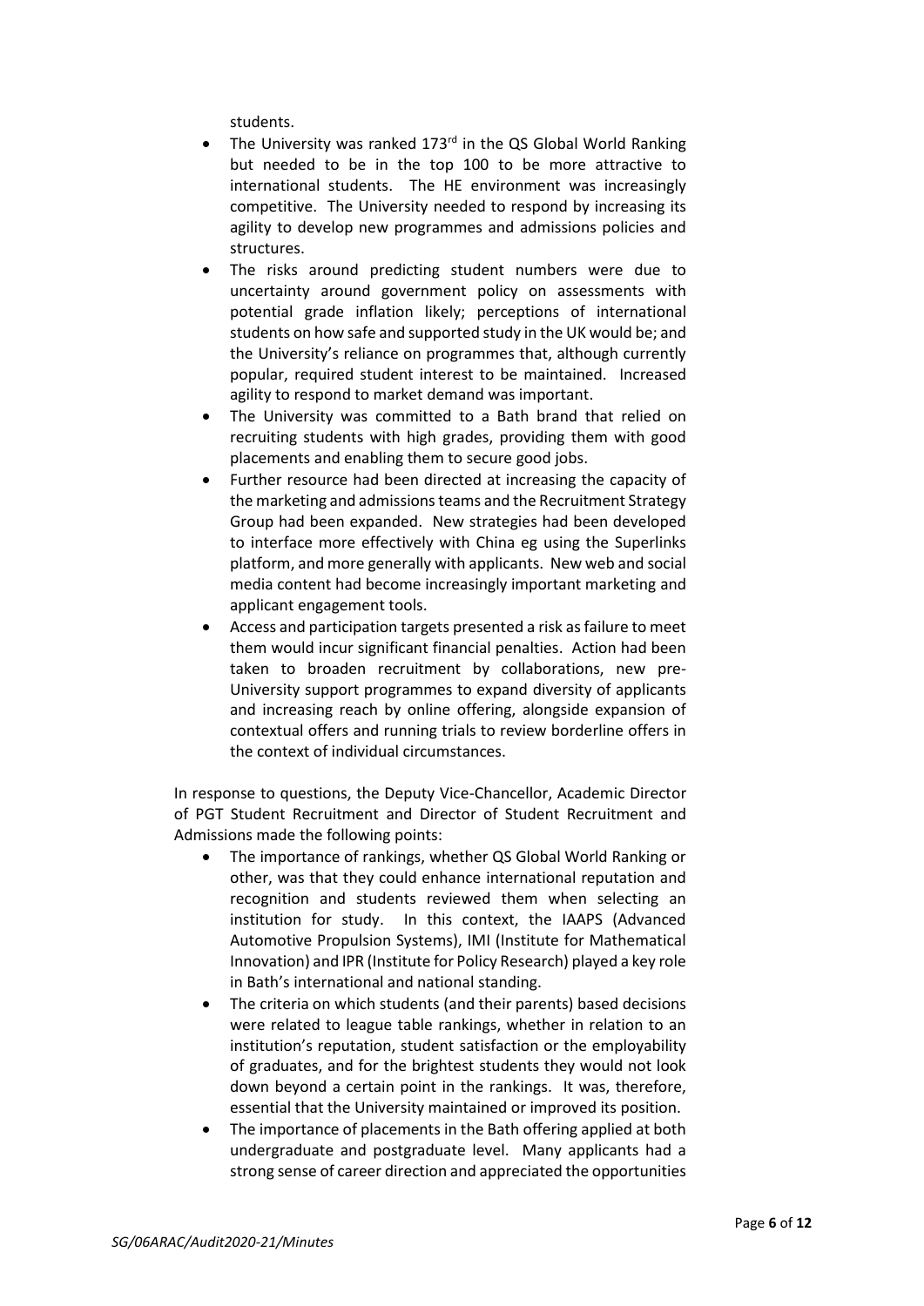students.

- The University was ranked 173rd in the QS Global World Ranking but needed to be in the top 100 to be more attractive to international students. The HE environment was increasingly competitive. The University needed to respond by increasing its agility to develop new programmes and admissions policies and structures.
- The risks around predicting student numbers were due to uncertainty around government policy on assessments with potential grade inflation likely; perceptions of international students on how safe and supported study in the UK would be; and the University's reliance on programmes that, although currently popular, required student interest to be maintained. Increased agility to respond to market demand was important.
- The University was committed to a Bath brand that relied on recruiting students with high grades, providing them with good placements and enabling them to secure good jobs.
- Further resource had been directed at increasing the capacity of the marketing and admissions teams and the Recruitment Strategy Group had been expanded. New strategies had been developed to interface more effectively with China eg using the Superlinks platform, and more generally with applicants. New web and social media content had become increasingly important marketing and applicant engagement tools.
- Access and participation targets presented a risk as failure to meet them would incur significant financial penalties. Action had been taken to broaden recruitment by collaborations, new pre-University support programmes to expand diversity of applicants and increasing reach by online offering, alongside expansion of contextual offers and running trials to review borderline offers in the context of individual circumstances.

In response to questions, the Deputy Vice-Chancellor, Academic Director of PGT Student Recruitment and Director of Student Recruitment and Admissions made the following points:

- The importance of rankings, whether QS Global World Ranking or other, was that they could enhance international reputation and recognition and students reviewed them when selecting an institution for study. In this context, the IAAPS (Advanced Automotive Propulsion Systems), IMI (Institute for Mathematical Innovation) and IPR (Institute for Policy Research) played a key role in Bath's international and national standing.
- The criteria on which students (and their parents) based decisions were related to league table rankings, whether in relation to an institution's reputation, student satisfaction or the employability of graduates, and for the brightest students they would not look down beyond a certain point in the rankings. It was, therefore, essential that the University maintained or improved its position.
- The importance of placements in the Bath offering applied at both undergraduate and postgraduate level. Many applicants had a strong sense of career direction and appreciated the opportunities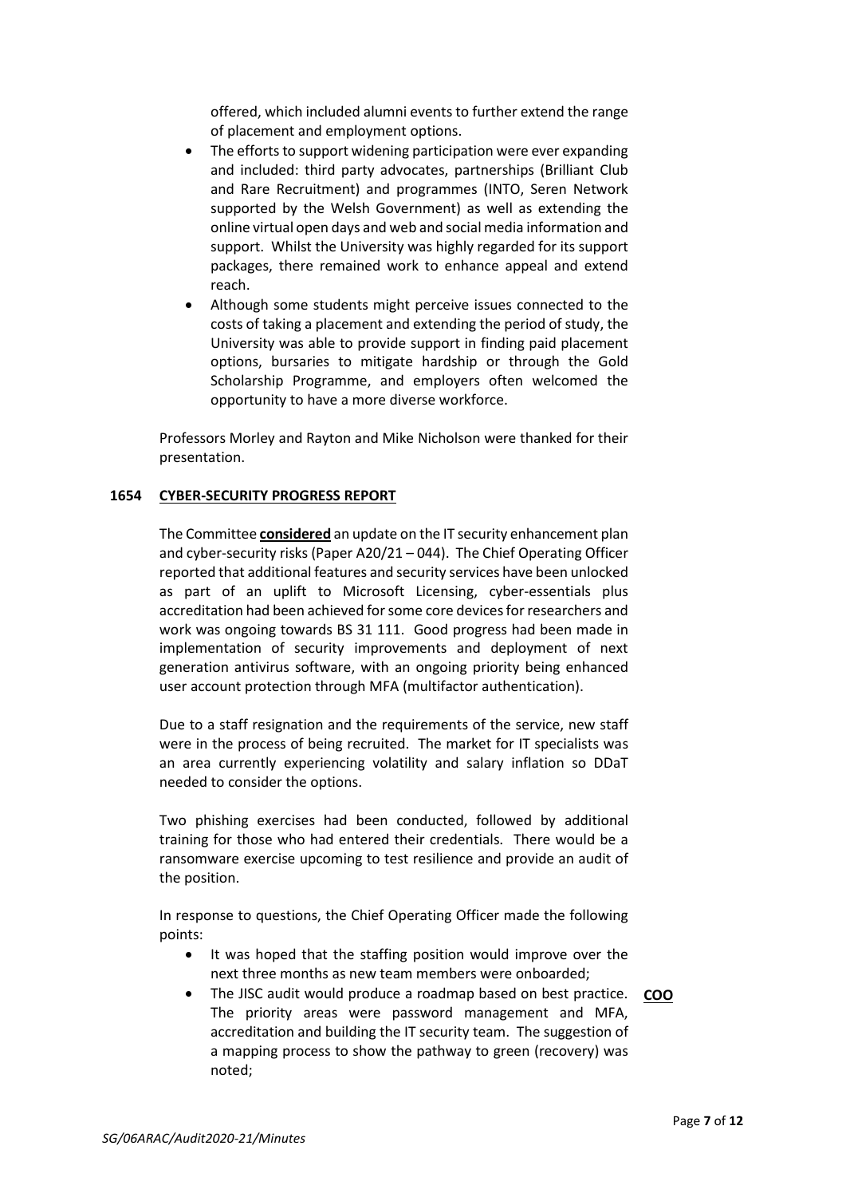offered, which included alumni events to further extend the range of placement and employment options.

- The efforts to support widening participation were ever expanding and included: third party advocates, partnerships (Brilliant Club and Rare Recruitment) and programmes (INTO, Seren Network supported by the Welsh Government) as well as extending the online virtual open days and web and social media information and support. Whilst the University was highly regarded for its support packages, there remained work to enhance appeal and extend reach.
- Although some students might perceive issues connected to the costs of taking a placement and extending the period of study, the University was able to provide support in finding paid placement options, bursaries to mitigate hardship or through the Gold Scholarship Programme, and employers often welcomed the opportunity to have a more diverse workforce.

Professors Morley and Rayton and Mike Nicholson were thanked for their presentation.

## 1654 CYBER-SECURITY PROGRESS REPORT

The Committee **considered** an update on the IT security enhancement plan and cyber-security risks (Paper A20/21 – 044). The Chief Operating Officer reported that additional features and security services have been unlocked as part of an uplift to Microsoft Licensing, cyber-essentials plus accreditation had been achieved for some core devices for researchers and work was ongoing towards BS 31 111. Good progress had been made in implementation of security improvements and deployment of next generation antivirus software, with an ongoing priority being enhanced user account protection through MFA (multifactor authentication).

Due to a staff resignation and the requirements of the service, new staff were in the process of being recruited. The market for IT specialists was an area currently experiencing volatility and salary inflation so DDaT needed to consider the options.

Two phishing exercises had been conducted, followed by additional training for those who had entered their credentials. There would be a ransomware exercise upcoming to test resilience and provide an audit of the position.

In response to questions, the Chief Operating Officer made the following points:

- It was hoped that the staffing position would improve over the next three months as new team members were onboarded;
- The JISC audit would produce a roadmap based on best practice. The priority areas were password management and MFA, accreditation and building the IT security team. The suggestion of a mapping process to show the pathway to green (recovery) was noted; **COO**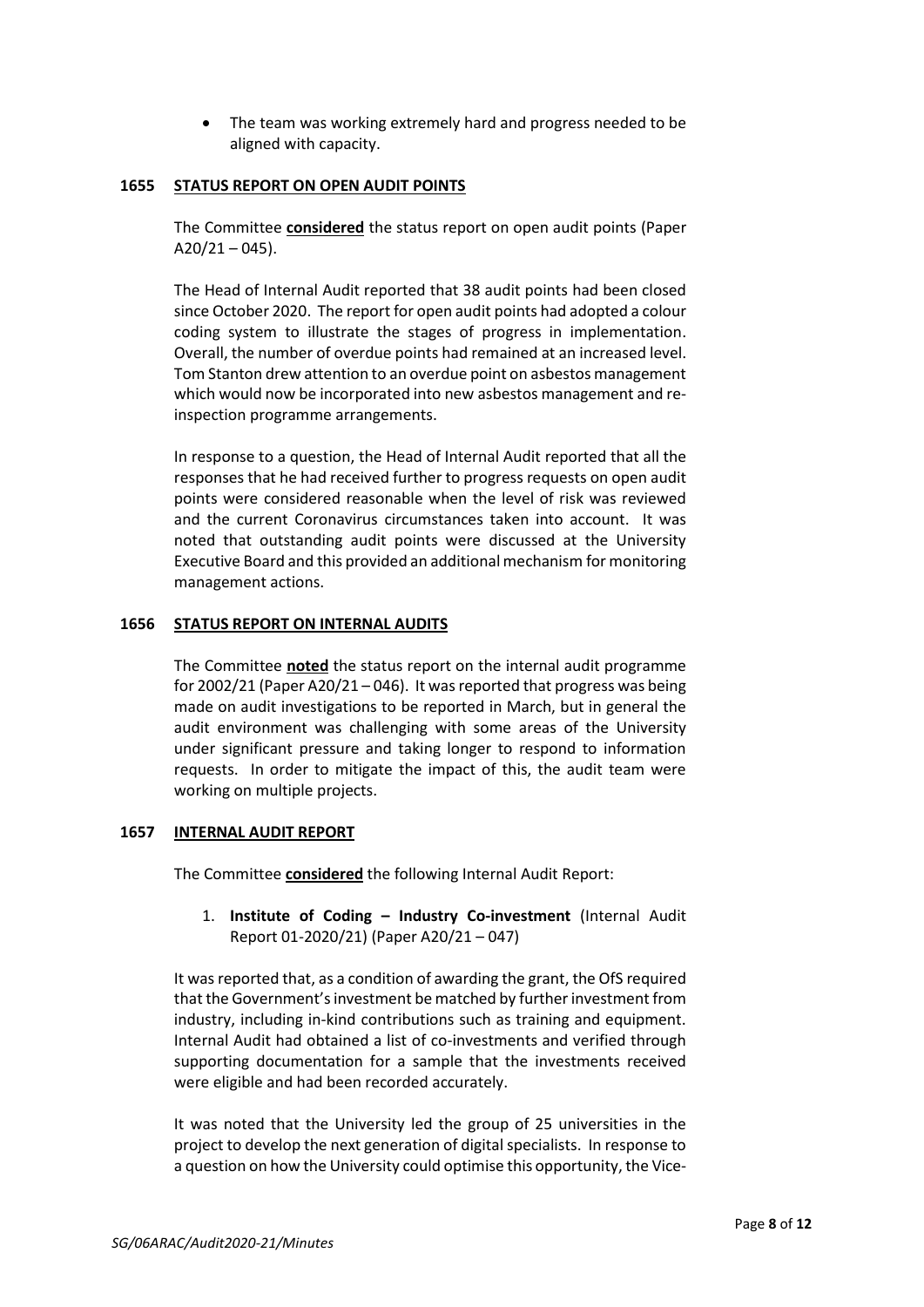- The team was working extremely hard and progress needed to be aligned with capacity.

**1655 STATUS REPORT ON OPEN AUDIT POINTS**

The Committee **considered** the status report on open audit points (Paper A20/21 – 045).

The Head of Internal Audit reported that 38 audit points had been closed since October 2020. The report for open audit points had adopted a colour coding system to illustrate the stages of progress in implementation. Overall, the number of overdue points had remained at an increased level. Tom Stanton drew attention to an overdue point on asbestos management which would now be incorporated into new asbestos management and re-inspection programme arrangements.

In response to a question, the Head of Internal Audit reported that all the responses that he had received further to progress requests on open audit points were considered reasonable when the level of risk was reviewed and the current Coronavirus circumstances taken into account. It was noted that outstanding audit points were discussed at the University Executive Board and this provided an additional mechanism for monitoring management actions.

**1656 STATUS REPORT ON INTERNAL AUDITS**

The Committee **noted** the status report on the internal audit programme for 2002/21 (Paper A20/21 – 046). It was reported that progress was being made on audit investigations to be reported in March, but in general the audit environment was challenging with some areas of the University under significant pressure and taking longer to respond to information requests. In order to mitigate the impact of this, the audit team were working on multiple projects.

**1657 INTERNAL AUDIT REPORT**

The Committee **considered** the following Internal Audit Report:

1. **Institute of Coding – Industry Co-investment** (Internal Audit Report 01-2020/21) (Paper A20/21 – 047)

It was reported that, as a condition of awarding the grant, the OfS required that the Government's investment be matched by further investment from industry, including in-kind contributions such as training and equipment. Internal Audit had obtained a list of co-investments and verified through supporting documentation for a sample that the investments received were eligible and had been recorded accurately.

It was noted that the University led the group of 25 universities in the project to develop the next generation of digital specialists. In response to a question on how the University could optimise this opportunity, the Vice-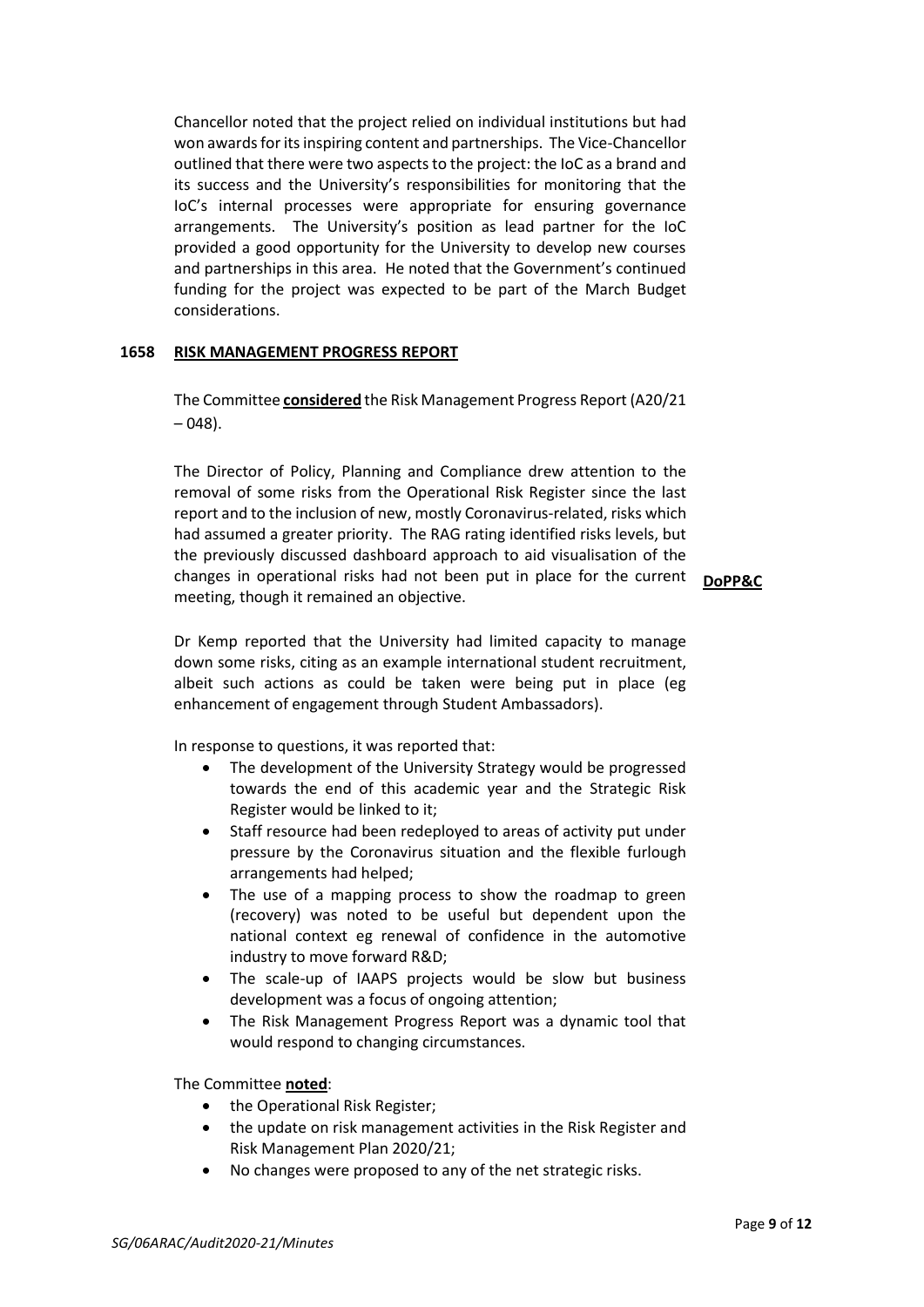Chancellor noted that the project relied on individual institutions but had won awards for its inspiring content and partnerships. The Vice-Chancellor outlined that there were two aspects to the project: the IoC as a brand and its success and the University's responsibilities for monitoring that the IoC's internal processes were appropriate for ensuring governance arrangements. The University's position as lead partner for the IoC provided a good opportunity for the University to develop new courses and partnerships in this area. He noted that the Government's continued funding for the project was expected to be part of the March Budget considerations.

## 1658 RISK MANAGEMENT PROGRESS REPORT

The Committee **considered** the Risk Management Progress Report (A20/21 – 048).

The Director of Policy, Planning and Compliance drew attention to the removal of some risks from the Operational Risk Register since the last report and to the inclusion of new, mostly Coronavirus-related, risks which had assumed a greater priority. The RAG rating identified risks levels, but the previously discussed dashboard approach to aid visualisation of the changes in operational risks had not been put in place for the current meeting, though it remained an objective. **DoPP&C**

Dr Kemp reported that the University had limited capacity to manage down some risks, citing as an example international student recruitment, albeit such actions as could be taken were being put in place (eg enhancement of engagement through Student Ambassadors).

In response to questions, it was reported that:

- The development of the University Strategy would be progressed towards the end of this academic year and the Strategic Risk Register would be linked to it;
- Staff resource had been redeployed to areas of activity put under pressure by the Coronavirus situation and the flexible furlough arrangements had helped;
- The use of a mapping process to show the roadmap to green (recovery) was noted to be useful but dependent upon the national context eg renewal of confidence in the automotive industry to move forward R&D;
- The scale-up of IAAPS projects would be slow but business development was a focus of ongoing attention;
- The Risk Management Progress Report was a dynamic tool that would respond to changing circumstances.

The Committee **noted**:

- the Operational Risk Register;
- the update on risk management activities in the Risk Register and Risk Management Plan 2020/21;
- No changes were proposed to any of the net strategic risks.

*SG/06ARAC/Audit2020-21/Minutes*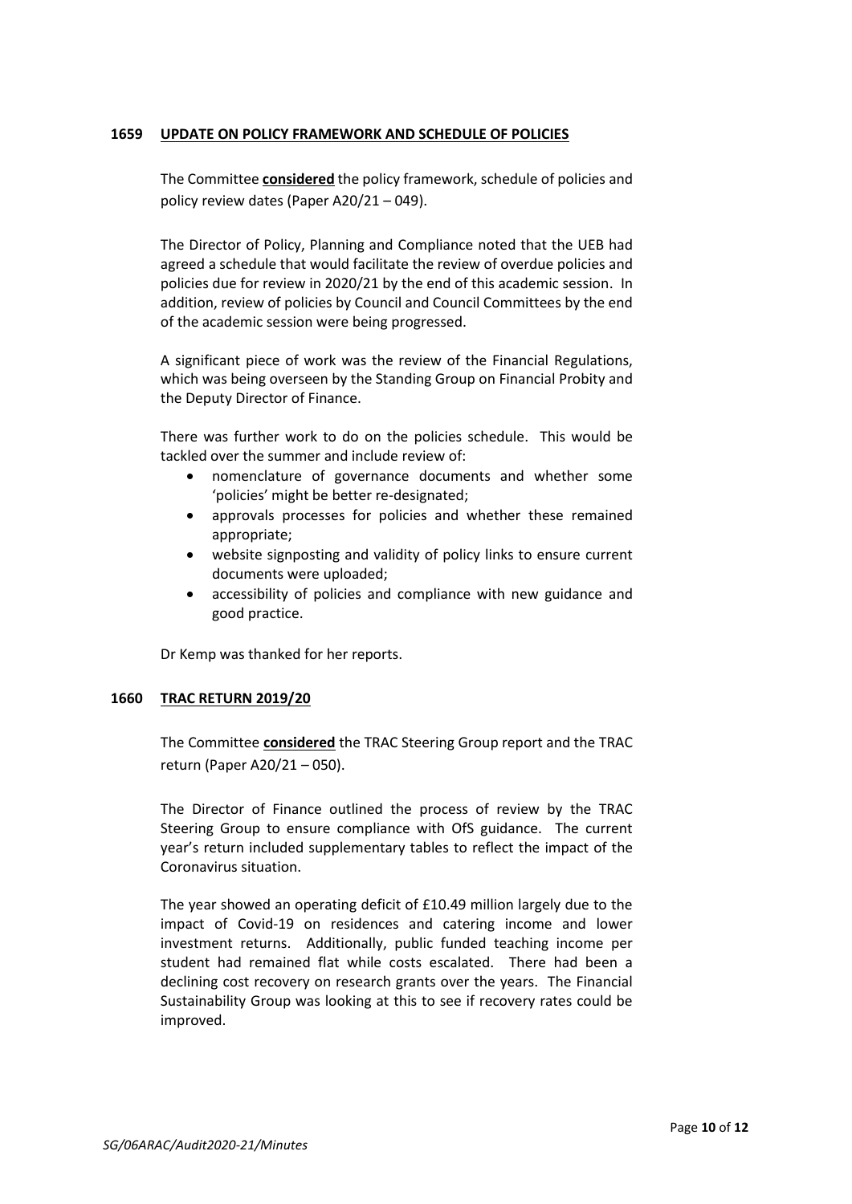## 1659 UPDATE ON POLICY FRAMEWORK AND SCHEDULE OF POLICIES

The Committee **considered** the policy framework, schedule of policies and policy review dates (Paper A20/21 – 049).

The Director of Policy, Planning and Compliance noted that the UEB had agreed a schedule that would facilitate the review of overdue policies and policies due for review in 2020/21 by the end of this academic session. In addition, review of policies by Council and Council Committees by the end of the academic session were being progressed.

A significant piece of work was the review of the Financial Regulations, which was being overseen by the Standing Group on Financial Probity and the Deputy Director of Finance.

There was further work to do on the policies schedule. This would be tackled over the summer and include review of:

- nomenclature of governance documents and whether some 'policies' might be better re-designated;
- approvals processes for policies and whether these remained appropriate;
- website signposting and validity of policy links to ensure current documents were uploaded;
- accessibility of policies and compliance with new guidance and good practice.

Dr Kemp was thanked for her reports.

## 1660 TRAC RETURN 2019/20

The Committee **considered** the TRAC Steering Group report and the TRAC return (Paper A20/21 – 050).

The Director of Finance outlined the process of review by the TRAC Steering Group to ensure compliance with OfS guidance. The current year's return included supplementary tables to reflect the impact of the Coronavirus situation.

The year showed an operating deficit of £10.49 million largely due to the impact of Covid-19 on residences and catering income and lower investment returns. Additionally, public funded teaching income per student had remained flat while costs escalated. There had been a declining cost recovery on research grants over the years. The Financial Sustainability Group was looking at this to see if recovery rates could be improved.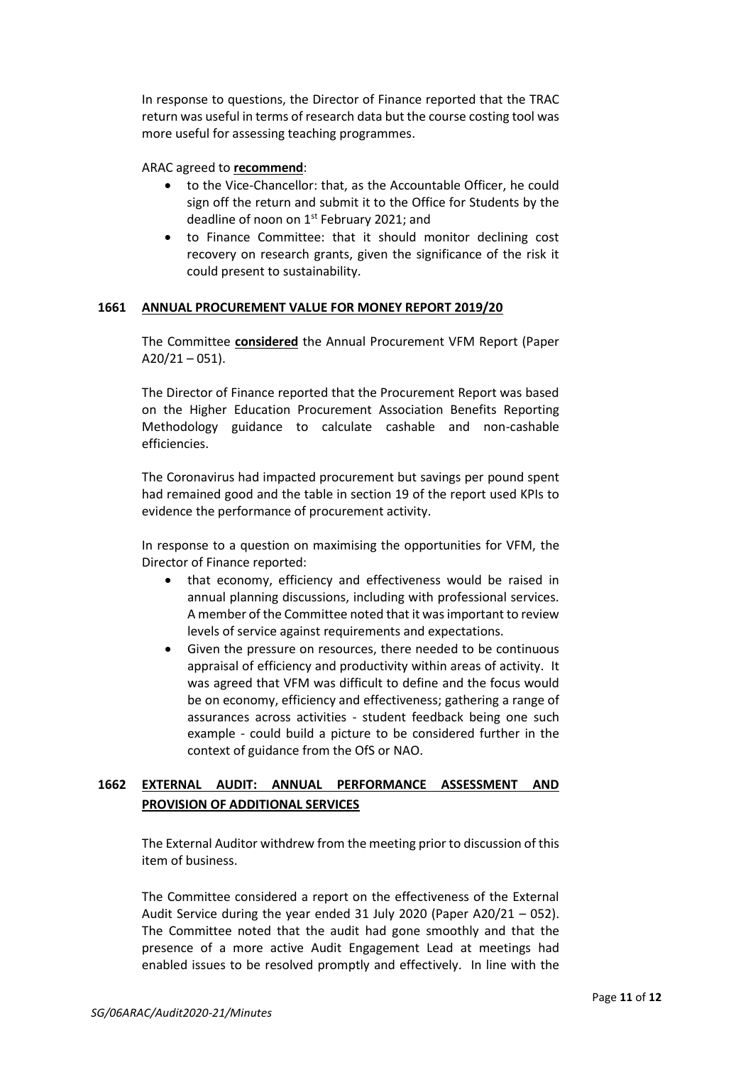In response to questions, the Director of Finance reported that the TRAC return was useful in terms of research data but the course costing tool was more useful for assessing teaching programmes.

ARAC agreed to **recommend**:

- to the Vice-Chancellor: that, as the Accountable Officer, he could sign off the return and submit it to the Office for Students by the deadline of noon on 1st February 2021; and
- to Finance Committee: that it should monitor declining cost recovery on research grants, given the significance of the risk it could present to sustainability.

## 1661 ANNUAL PROCUREMENT VALUE FOR MONEY REPORT 2019/20

The Committee **considered** the Annual Procurement VFM Report (Paper A20/21 – 051).

The Director of Finance reported that the Procurement Report was based on the Higher Education Procurement Association Benefits Reporting Methodology guidance to calculate cashable and non-cashable efficiencies.

The Coronavirus had impacted procurement but savings per pound spent had remained good and the table in section 19 of the report used KPIs to evidence the performance of procurement activity.

In response to a question on maximising the opportunities for VFM, the Director of Finance reported:

- that economy, efficiency and effectiveness would be raised in annual planning discussions, including with professional services. A member of the Committee noted that it was important to review levels of service against requirements and expectations.
- Given the pressure on resources, there needed to be continuous appraisal of efficiency and productivity within areas of activity. It was agreed that VFM was difficult to define and the focus would be on economy, efficiency and effectiveness; gathering a range of assurances across activities - student feedback being one such example - could build a picture to be considered further in the context of guidance from the OfS or NAO.

## 1662 EXTERNAL AUDIT: ANNUAL PERFORMANCE ASSESSMENT AND PROVISION OF ADDITIONAL SERVICES

The External Auditor withdrew from the meeting prior to discussion of this item of business.

The Committee considered a report on the effectiveness of the External Audit Service during the year ended 31 July 2020 (Paper A20/21 – 052). The Committee noted that the audit had gone smoothly and that the presence of a more active Audit Engagement Lead at meetings had enabled issues to be resolved promptly and effectively. In line with the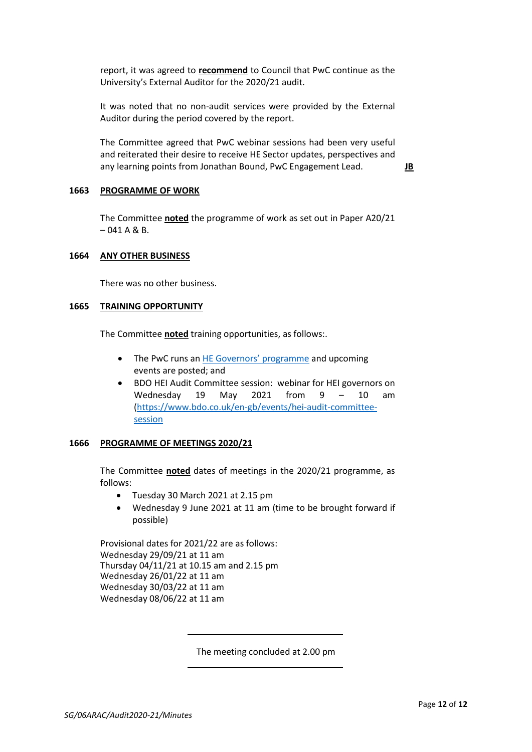report, it was agreed to **recommend** to Council that PwC continue as the University's External Auditor for the 2020/21 audit.

It was noted that no non-audit services were provided by the External Auditor during the period covered by the report.

The Committee agreed that PwC webinar sessions had been very useful and reiterated their desire to receive HE Sector updates, perspectives and any learning points from Jonathan Bound, PwC Engagement Lead. **JB**

## 1663 PROGRAMME OF WORK

The Committee **noted** the programme of work as set out in Paper A20/21 – 041 A & B.

## 1664 ANY OTHER BUSINESS

There was no other business.

## 1665 TRAINING OPPORTUNITY

The Committee **noted** training opportunities, as follows:.

- The PwC runs an HE Governors' programme and upcoming events are posted; and
- BDO HEI Audit Committee session: webinar for HEI governors on Wednesday 19 May 2021 from 9 – 10 am (https://www.bdo.co.uk/en-gb/events/hei-audit-committee-session

## 1666 PROGRAMME OF MEETINGS 2020/21

The Committee **noted** dates of meetings in the 2020/21 programme, as follows:

- Tuesday 30 March 2021 at 2.15 pm
- Wednesday 9 June 2021 at 11 am (time to be brought forward if possible)

Provisional dates for 2021/22 are as follows:
Wednesday 29/09/21 at 11 am
Thursday 04/11/21 at 10.15 am and 2.15 pm
Wednesday 26/01/22 at 11 am
Wednesday 30/03/22 at 11 am
Wednesday 08/06/22 at 11 am

---

The meeting concluded at 2.00 pm

---